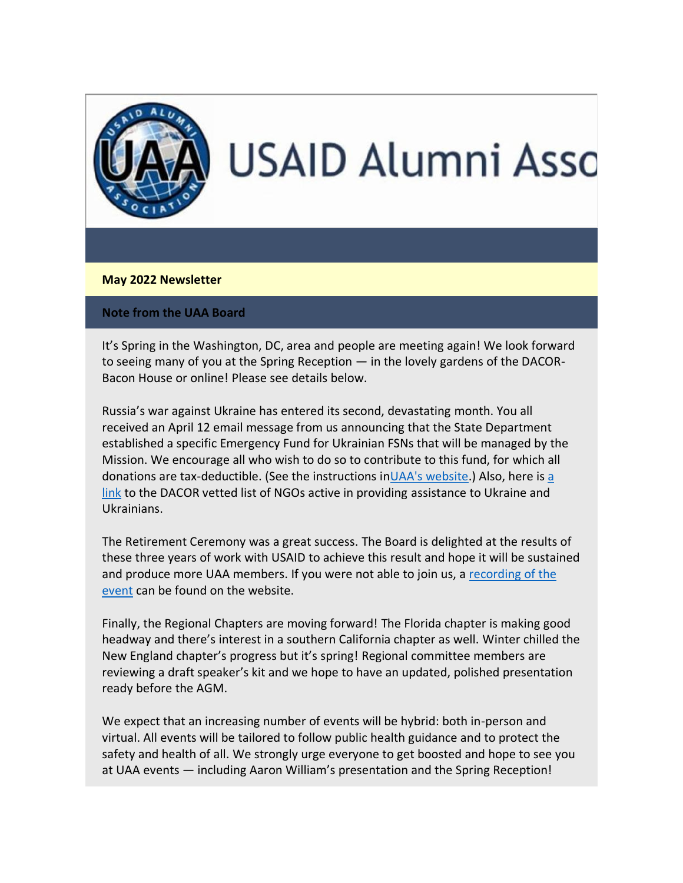# USAID Alumni Asso

## May 2022 Newsletter

## Note from the UAA Board

It's Spring in the Washington, DC, area and people are meeting again! We look forward to seeing many of you at the Spring Reception — in the lovely gardens of the DACOR-Bacon House or online! Please see details below.

Russia's war against Ukraine has entered its second, devastating month. You all received an April 12 email message from us announcing that the State Department established a specific Emergency Fund for Ukrainian FSNs that will be managed by the Mission. We encourage all who wish to do so to contribute to this fund, for which all donations are tax-deductible. (See the instructions inUAA's website.) Also, here is a link to the DACOR vetted list of NGOs active in providing assistance to Ukraine and Ukrainians.

The Retirement Ceremony was a great success. The Board is delighted at the results of these three years of work with USAID to achieve this result and hope it will be sustained and produce more UAA members. If you were not able to join us, a recording of the event can be found on the website.

Finally, the Regional Chapters are moving forward! The Florida chapter is making good headway and there's interest in a southern California chapter as well. Winter chilled the New England chapter's progress but it's spring! Regional committee members are reviewing a draft speaker's kit and we hope to have an updated, polished presentation ready before the AGM.

We expect that an increasing number of events will be hybrid: both in-person and virtual. All events will be tailored to follow public health guidance and to protect the safety and health of all. We strongly urge everyone to get boosted and hope to see you at UAA events — including Aaron William's presentation and the Spring Reception!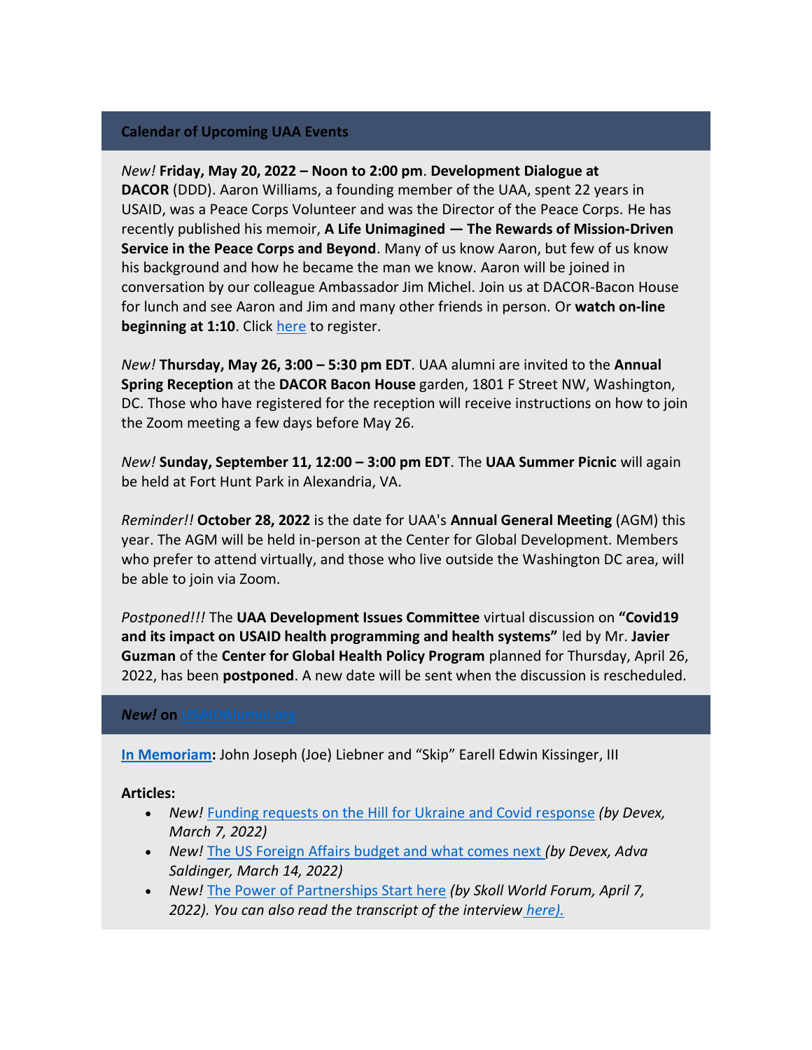## Calendar of Upcoming UAA Events

*New!* **Friday, May 20, 2022 – Noon to 2:00 pm**. **Development Dialogue at DACOR** (DDD). Aaron Williams, a founding member of the UAA, spent 22 years in USAID, was a Peace Corps Volunteer and was the Director of the Peace Corps. He has recently published his memoir, **A Life Unimagined — The Rewards of Mission-Driven Service in the Peace Corps and Beyond**. Many of us know Aaron, but few of us know his background and how he became the man we know. Aaron will be joined in conversation by our colleague Ambassador Jim Michel. Join us at DACOR-Bacon House for lunch and see Aaron and Jim and many other friends in person. Or **watch on-line beginning at 1:10**. Click [here]() to register.

*New!* **Thursday, May 26, 3:00 – 5:30 pm EDT**. UAA alumni are invited to the **Annual Spring Reception** at the **DACOR Bacon House** garden, 1801 F Street NW, Washington, DC. Those who have registered for the reception will receive instructions on how to join the Zoom meeting a few days before May 26.

*New!* **Sunday, September 11, 12:00 – 3:00 pm EDT**. The **UAA Summer Picnic** will again be held at Fort Hunt Park in Alexandria, VA.

*Reminder!!* **October 28, 2022** is the date for UAA's **Annual General Meeting** (AGM) this year. The AGM will be held in-person at the Center for Global Development. Members who prefer to attend virtually, and those who live outside the Washington DC area, will be able to join via Zoom.

*Postponed!!!* The **UAA Development Issues Committee** virtual discussion on **"Covid19 and its impact on USAID health programming and health systems"** led by Mr. **Javier Guzman** of the **Center for Global Health Policy Program** planned for Thursday, April 26, 2022, has been **postponed**. A new date will be sent when the discussion is rescheduled.

## *New!* on [USAIDAlumni.org]()

**[In Memoriam]():** John Joseph (Joe) Liebner and "Skip" Earell Edwin Kissinger, III

**Articles:**

- *New!* [Funding requests on the Hill for Ukraine and Covid response]() *(by Devex, March 7, 2022)*
- *New!* [The US Foreign Affairs budget and what comes next]() *(by Devex, Adva Saldinger, March 14, 2022)*
- *New!* [The Power of Partnerships Start here]() *(by Skoll World Forum, April 7, 2022). You can also read the transcript of the interview [here).]()*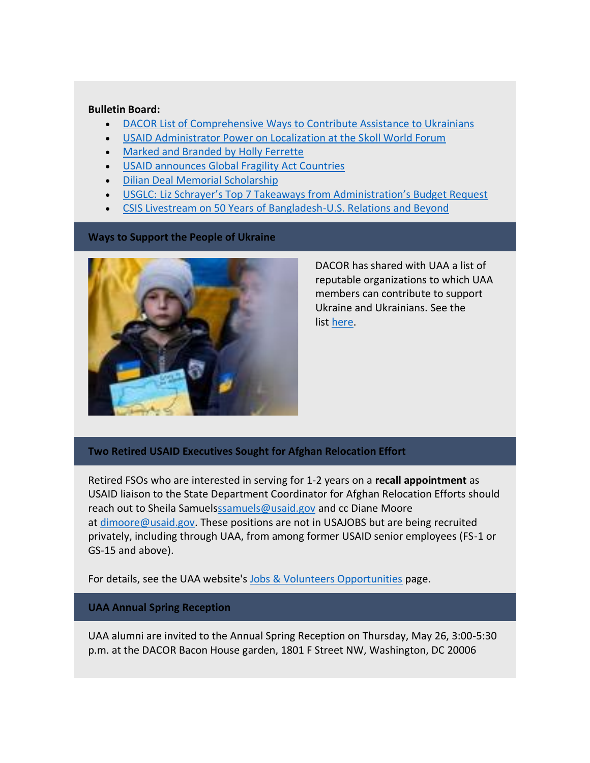**Bulletin Board:**

- DACOR List of Comprehensive Ways to Contribute Assistance to Ukrainians
- USAID Administrator Power on Localization at the Skoll World Forum
- Marked and Branded by Holly Ferrette
- USAID announces Global Fragility Act Countries
- Dilian Deal Memorial Scholarship
- USGLC: Liz Schrayer's Top 7 Takeaways from Administration's Budget Request
- CSIS Livestream on 50 Years of Bangladesh-U.S. Relations and Beyond

## Ways to Support the People of Ukraine

DACOR has shared with UAA a list of reputable organizations to which UAA members can contribute to support Ukraine and Ukrainians. See the list here.

## Two Retired USAID Executives Sought for Afghan Relocation Effort

Retired FSOs who are interested in serving for 1-2 years on a **recall appointment** as USAID liaison to the State Department Coordinator for Afghan Relocation Efforts should reach out to Sheila Samuelsssamuels@usaid.gov and cc Diane Moore at dimoore@usaid.gov. These positions are not in USAJOBS but are being recruited privately, including through UAA, from among former USAID senior employees (FS-1 or GS-15 and above).

For details, see the UAA website's Jobs & Volunteers Opportunities page.

## UAA Annual Spring Reception

UAA alumni are invited to the Annual Spring Reception on Thursday, May 26, 3:00-5:30 p.m. at the DACOR Bacon House garden, 1801 F Street NW, Washington, DC 20006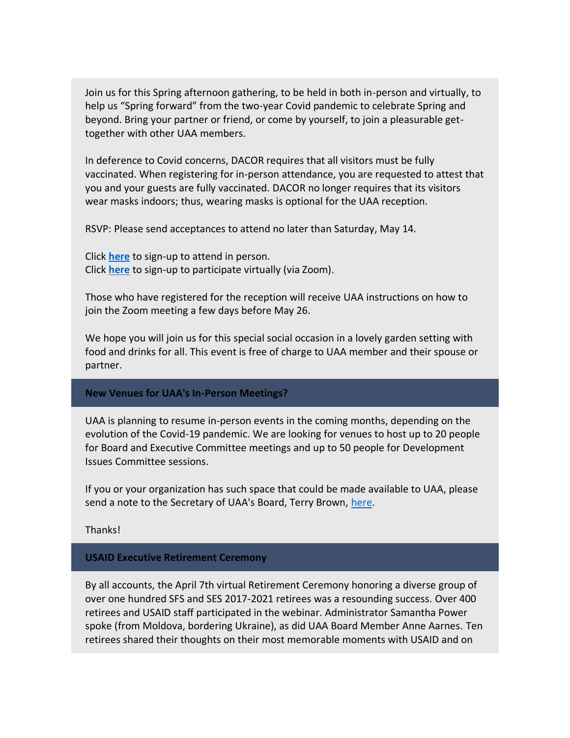Join us for this Spring afternoon gathering, to be held in both in-person and virtually, to help us "Spring forward" from the two-year Covid pandemic to celebrate Spring and beyond. Bring your partner or friend, or come by yourself, to join a pleasurable get-together with other UAA members.

In deference to Covid concerns, DACOR requires that all visitors must be fully vaccinated. When registering for in-person attendance, you are requested to attest that you and your guests are fully vaccinated. DACOR no longer requires that its visitors wear masks indoors; thus, wearing masks is optional for the UAA reception.

RSVP: Please send acceptances to attend no later than Saturday, May 14.

Click **here** to sign-up to attend in person.
Click **here** to sign-up to participate virtually (via Zoom).

Those who have registered for the reception will receive UAA instructions on how to join the Zoom meeting a few days before May 26.

We hope you will join us for this special social occasion in a lovely garden setting with food and drinks for all. This event is free of charge to UAA member and their spouse or partner.

## New Venues for UAA's In-Person Meetings?

UAA is planning to resume in-person events in the coming months, depending on the evolution of the Covid-19 pandemic. We are looking for venues to host up to 20 people for Board and Executive Committee meetings and up to 50 people for Development Issues Committee sessions.

If you or your organization has such space that could be made available to UAA, please send a note to the Secretary of UAA's Board, Terry Brown, here.

Thanks!

## USAID Executive Retirement Ceremony

By all accounts, the April 7th virtual Retirement Ceremony honoring a diverse group of over one hundred SFS and SES 2017-2021 retirees was a resounding success. Over 400 retirees and USAID staff participated in the webinar. Administrator Samantha Power spoke (from Moldova, bordering Ukraine), as did UAA Board Member Anne Aarnes. Ten retirees shared their thoughts on their most memorable moments with USAID and on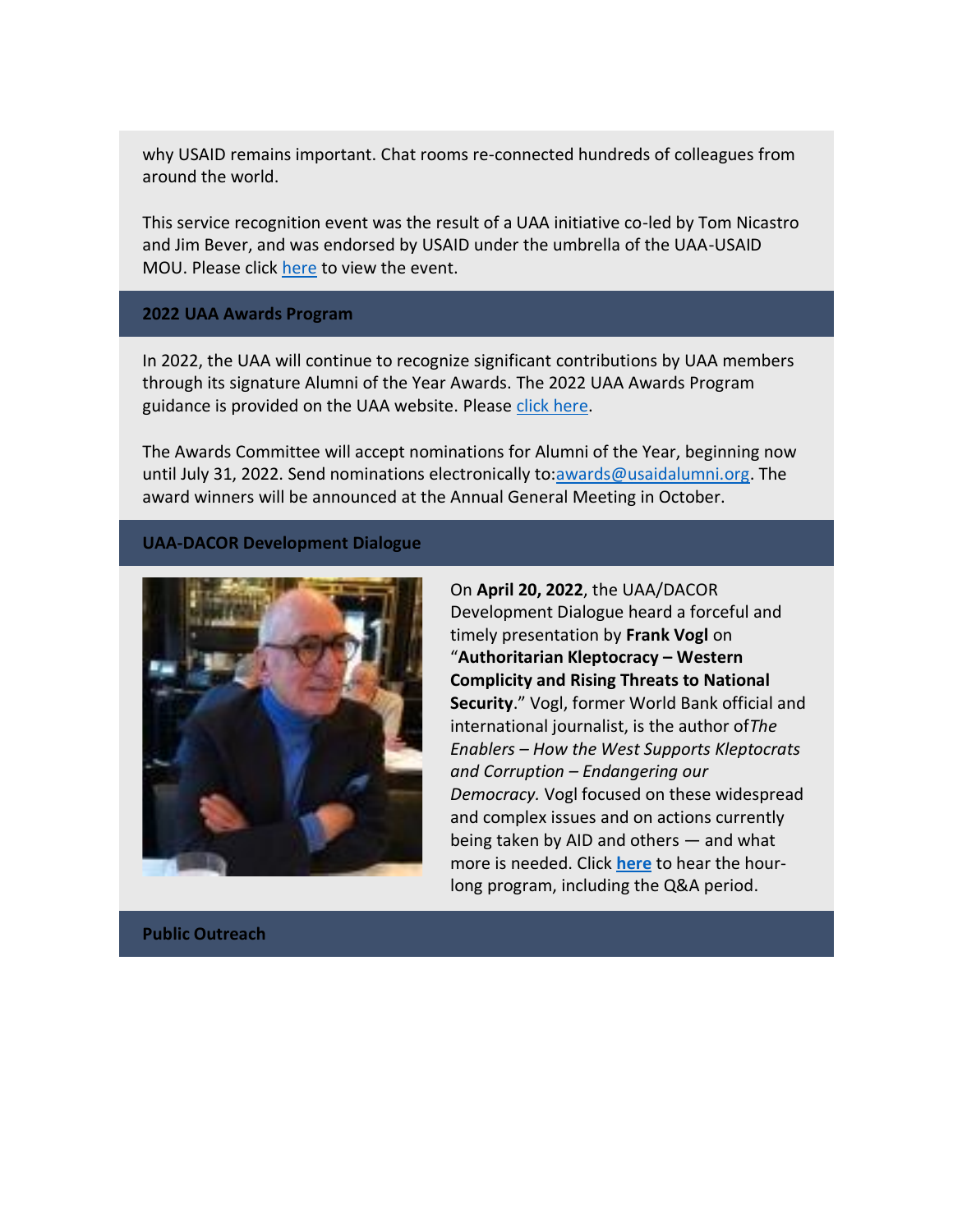why USAID remains important. Chat rooms re-connected hundreds of colleagues from around the world.

This service recognition event was the result of a UAA initiative co-led by Tom Nicastro and Jim Bever, and was endorsed by USAID under the umbrella of the UAA-USAID MOU. Please click here to view the event.

## 2022 UAA Awards Program

In 2022, the UAA will continue to recognize significant contributions by UAA members through its signature Alumni of the Year Awards. The 2022 UAA Awards Program guidance is provided on the UAA website. Please click here.

The Awards Committee will accept nominations for Alumni of the Year, beginning now until July 31, 2022. Send nominations electronically to:awards@usaidalumni.org. The award winners will be announced at the Annual General Meeting in October.

## UAA-DACOR Development Dialogue

On **April 20, 2022**, the UAA/DACOR Development Dialogue heard a forceful and timely presentation by **Frank Vogl** on "**Authoritarian Kleptocracy – Western Complicity and Rising Threats to National Security**." Vogl, former World Bank official and international journalist, is the author of *The Enablers – How the West Supports Kleptocrats and Corruption – Endangering our Democracy.* Vogl focused on these widespread and complex issues and on actions currently being taken by AID and others — and what more is needed. Click **here** to hear the hour-long program, including the Q&A period.

## Public Outreach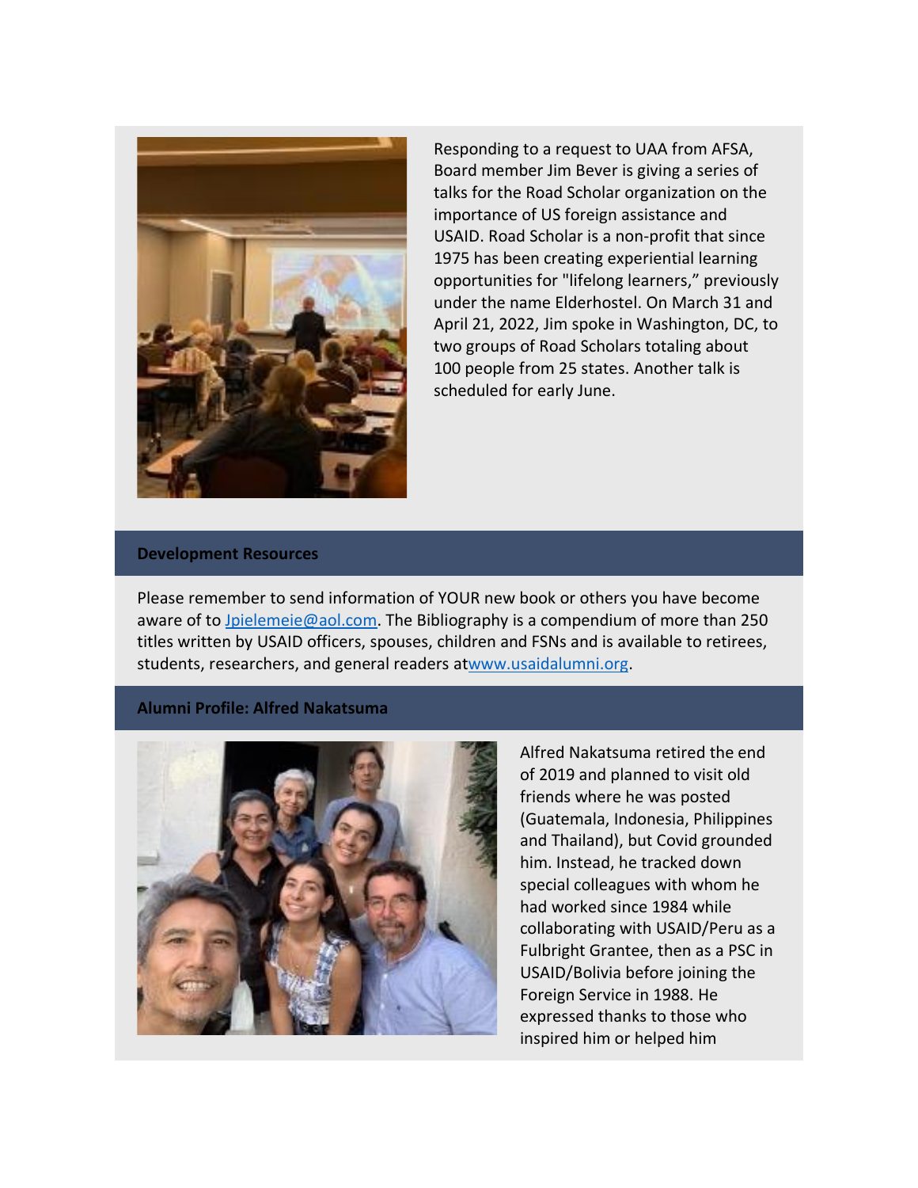Responding to a request to UAA from AFSA, Board member Jim Bever is giving a series of talks for the Road Scholar organization on the importance of US foreign assistance and USAID. Road Scholar is a non-profit that since 1975 has been creating experiential learning opportunities for "lifelong learners," previously under the name Elderhostel. On March 31 and April 21, 2022, Jim spoke in Washington, DC, to two groups of Road Scholars totaling about 100 people from 25 states. Another talk is scheduled for early June.

## Development Resources

Please remember to send information of YOUR new book or others you have become aware of to Jpielemeie@aol.com. The Bibliography is a compendium of more than 250 titles written by USAID officers, spouses, children and FSNs and is available to retirees, students, researchers, and general readers atwww.usaidalumni.org.

## Alumni Profile: Alfred Nakatsuma

Alfred Nakatsuma retired the end of 2019 and planned to visit old friends where he was posted (Guatemala, Indonesia, Philippines and Thailand), but Covid grounded him. Instead, he tracked down special colleagues with whom he had worked since 1984 while collaborating with USAID/Peru as a Fulbright Grantee, then as a PSC in USAID/Bolivia before joining the Foreign Service in 1988. He expressed thanks to those who inspired him or helped him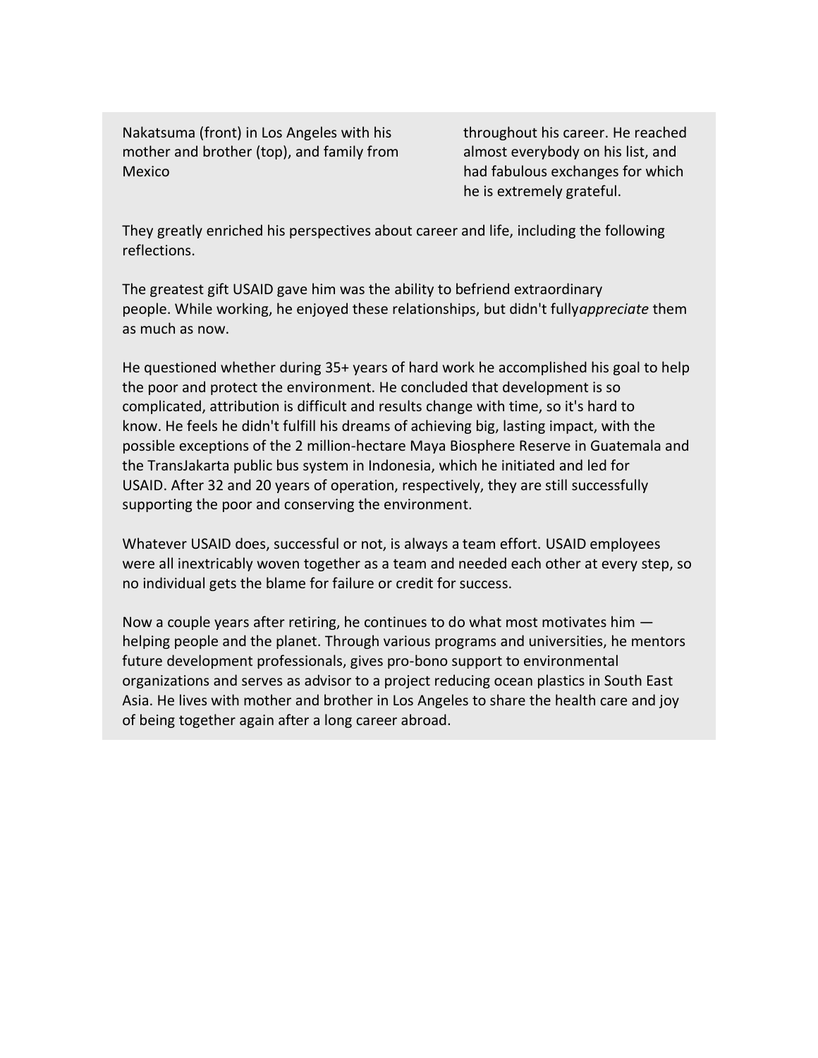Nakatsuma (front) in Los Angeles with his mother and brother (top), and family from Mexico

throughout his career. He reached almost everybody on his list, and had fabulous exchanges for which he is extremely grateful.

They greatly enriched his perspectives about career and life, including the following reflections.

The greatest gift USAID gave him was the ability to befriend extraordinary people. While working, he enjoyed these relationships, but didn't fully*appreciate* them as much as now.

He questioned whether during 35+ years of hard work he accomplished his goal to help the poor and protect the environment. He concluded that development is so complicated, attribution is difficult and results change with time, so it's hard to know. He feels he didn't fulfill his dreams of achieving big, lasting impact, with the possible exceptions of the 2 million-hectare Maya Biosphere Reserve in Guatemala and the TransJakarta public bus system in Indonesia, which he initiated and led for USAID. After 32 and 20 years of operation, respectively, they are still successfully supporting the poor and conserving the environment.

Whatever USAID does, successful or not, is always a team effort. USAID employees were all inextricably woven together as a team and needed each other at every step, so no individual gets the blame for failure or credit for success.

Now a couple years after retiring, he continues to do what most motivates him — helping people and the planet. Through various programs and universities, he mentors future development professionals, gives pro-bono support to environmental organizations and serves as advisor to a project reducing ocean plastics in South East Asia. He lives with mother and brother in Los Angeles to share the health care and joy of being together again after a long career abroad.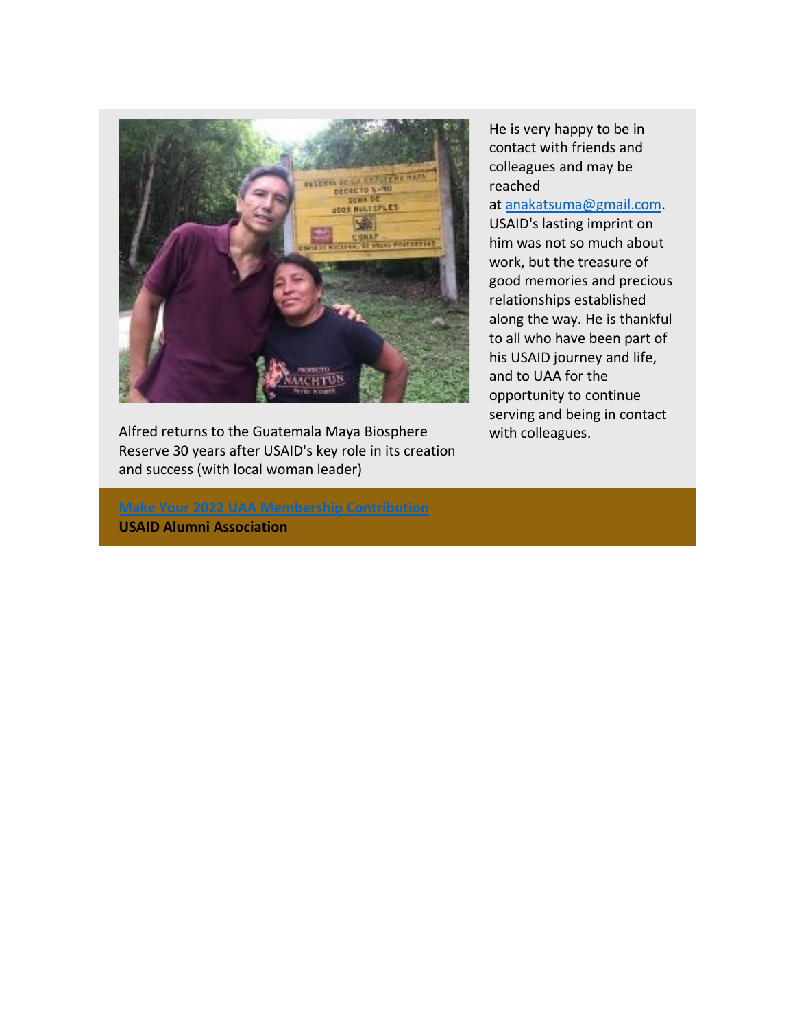Alfred returns to the Guatemala Maya Biosphere Reserve 30 years after USAID's key role in its creation and success (with local woman leader)

He is very happy to be in contact with friends and colleagues and may be reached at anakatsuma@gmail.com. USAID's lasting imprint on him was not so much about work, but the treasure of good memories and precious relationships established along the way. He is thankful to all who have been part of his USAID journey and life, and to UAA for the opportunity to continue serving and being in contact with colleagues.

Make Your 2022 UAA Membership Contribution

**USAID Alumni Association**